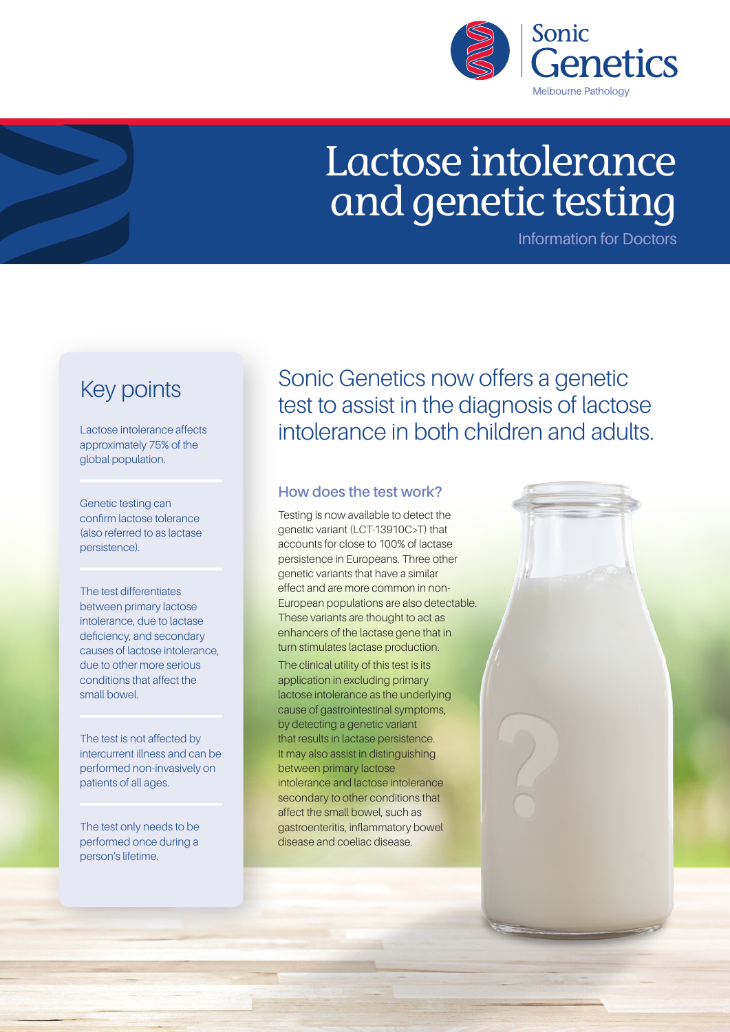Sonic Genetics

Melbourne Pathology

# Lactose intolerance and genetic testing

Information for Doctors

## Key points

Lactose intolerance affects approximately 75% of the global population.

Genetic testing can confirm lactose tolerance (also referred to as lactase persistence).

The test differentiates between primary lactose intolerance, due to lactase deficiency, and secondary causes of lactose intolerance, due to other more serious conditions that affect the small bowel.

The test is not affected by intercurrent illness and can be performed non-invasively on patients of all ages.

The test only needs to be performed once during a person's lifetime.

## Sonic Genetics now offers a genetic test to assist in the diagnosis of lactose intolerance in both children and adults.

### How does the test work?

Testing is now available to detect the genetic variant (LCT-13910C>T) that accounts for close to 100% of lactase persistence in Europeans. Three other genetic variants that have a similar effect and are more common in non-European populations are also detectable. These variants are thought to act as enhancers of the lactase gene that in turn stimulates lactase production.

The clinical utility of this test is its application in excluding primary lactose intolerance as the underlying cause of gastrointestinal symptoms, by detecting a genetic variant that results in lactase persistence. It may also assist in distinguishing between primary lactose intolerance and lactose intolerance secondary to other conditions that affect the small bowel, such as gastroenteritis, inflammatory bowel disease and coeliac disease.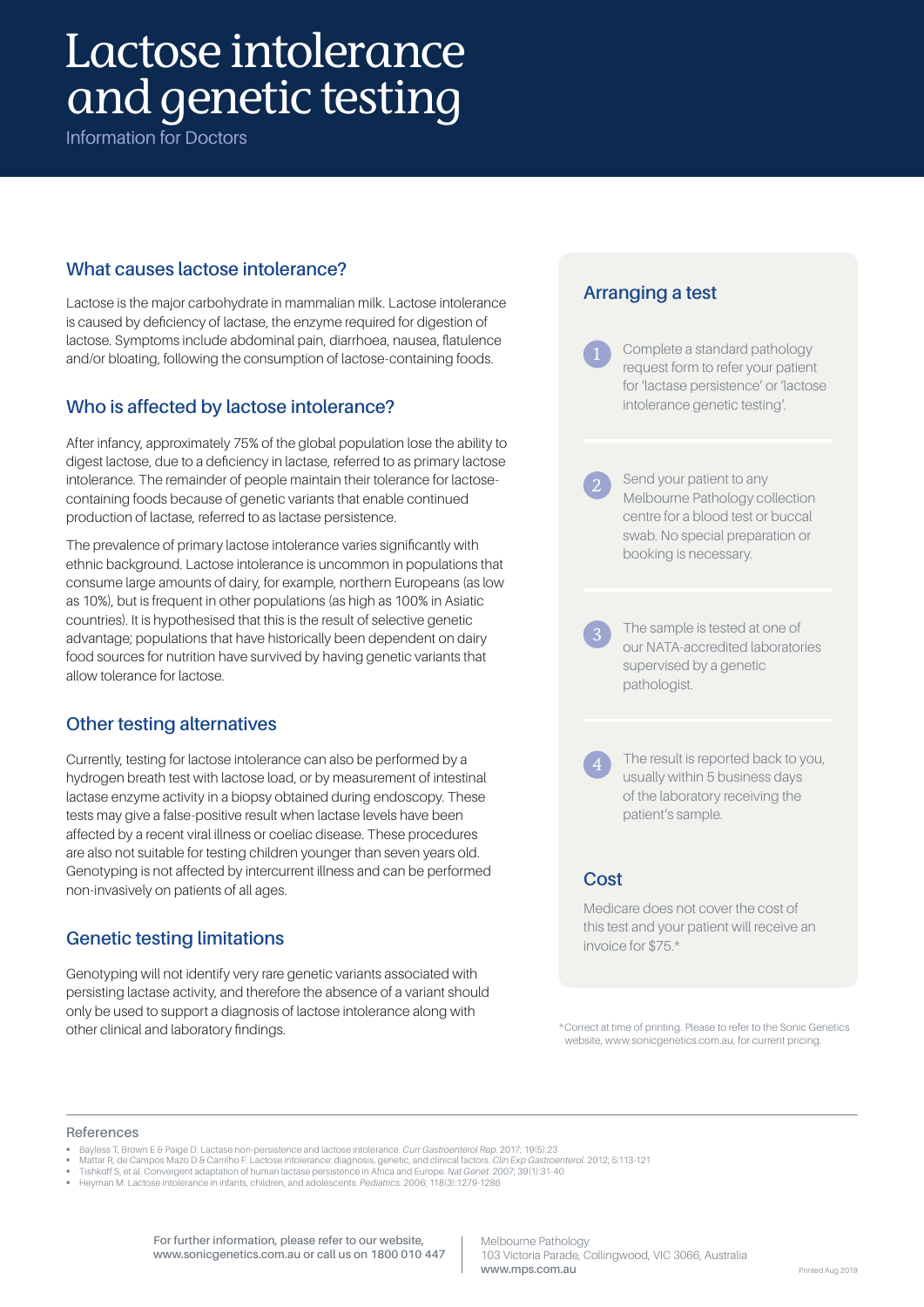# Lactose intolerance and genetic testing

Information for Doctors

## What causes lactose intolerance?

Lactose is the major carbohydrate in mammalian milk. Lactose intolerance is caused by deficiency of lactase, the enzyme required for digestion of lactose. Symptoms include abdominal pain, diarrhoea, nausea, flatulence and/or bloating, following the consumption of lactose-containing foods.

## Who is affected by lactose intolerance?

After infancy, approximately 75% of the global population lose the ability to digest lactose, due to a deficiency in lactase, referred to as primary lactose intolerance. The remainder of people maintain their tolerance for lactose-containing foods because of genetic variants that enable continued production of lactase, referred to as lactase persistence.

The prevalence of primary lactose intolerance varies significantly with ethnic background. Lactose intolerance is uncommon in populations that consume large amounts of dairy, for example, northern Europeans (as low as 10%), but is frequent in other populations (as high as 100% in Asiatic countries). It is hypothesised that this is the result of selective genetic advantage; populations that have historically been dependent on dairy food sources for nutrition have survived by having genetic variants that allow tolerance for lactose.

## Other testing alternatives

Currently, testing for lactose intolerance can also be performed by a hydrogen breath test with lactose load, or by measurement of intestinal lactase enzyme activity in a biopsy obtained during endoscopy. These tests may give a false-positive result when lactase levels have been affected by a recent viral illness or coeliac disease. These procedures are also not suitable for testing children younger than seven years old. Genotyping is not affected by intercurrent illness and can be performed non-invasively on patients of all ages.

## Genetic testing limitations

Genotyping will not identify very rare genetic variants associated with persisting lactase activity, and therefore the absence of a variant should only be used to support a diagnosis of lactose intolerance along with other clinical and laboratory findings.

## Arranging a test

1. Complete a standard pathology request form to refer your patient for 'lactase persistence' or 'lactose intolerance genetic testing'.
2. Send your patient to any Melbourne Pathology collection centre for a blood test or buccal swab. No special preparation or booking is necessary.
3. The sample is tested at one of our NATA-accredited laboratories supervised by a genetic pathologist.
4. The result is reported back to you, usually within 5 business days of the laboratory receiving the patient's sample.

## Cost

Medicare does not cover the cost of this test and your patient will receive an invoice for $75.*

*Correct at time of printing. Please to refer to the Sonic Genetics website, www.sonicgenetics.com.au, for current pricing.

### References

- Bayless T, Brown E & Paige D. Lactase non-persistence and lactose intolerance. *Curr Gastroenterol Rep.* 2017; 19(5):23
- Mattar R, de Campos Mazo D & Carrilho F. Lactose intolerance: diagnosis, genetic, and clinical factors. *Clin Exp Gastroenterol.* 2012; 5:113-121
- Tishkoff S, et al. Convergent adaptation of human lactase persistence in Africa and Europe. *Nat Genet.* 2007; 39(1):31-40
- Heyman M. Lactose intolerance in infants, children, and adolescents. *Pediatrics.* 2006; 118(3):1279-1286

**For further information, please refer to our website, www.sonicgenetics.com.au or call us on 1800 010 447**

Melbourne Pathology
103 Victoria Parade, Collingwood, VIC 3066, Australia
**www.mps.com.au**

Printed Aug 2019